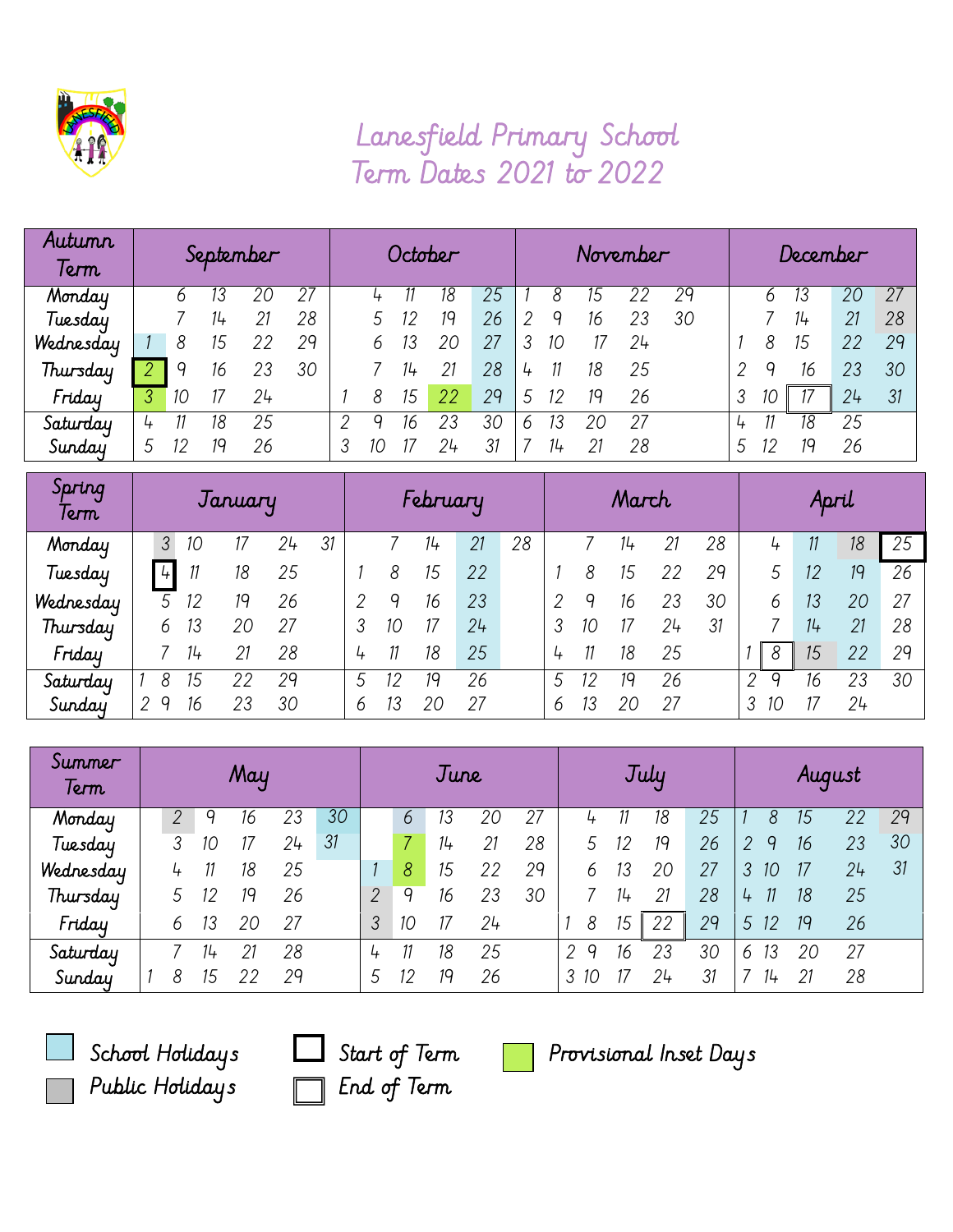# Lanesfield Primary School
## Term Dates 2021 to 2022

| Autumn Term | September | | | | | October | | | | | November | | | | | December | | | | |
|---|---|---|---|---|---|---|---|---|---|---|---|---|---|---|---|---|---|---|---|---|
| Monday | | 6 | 13 | 20 | 27 | | 4 | 11 | 18 | 25 | 1 | 8 | 15 | 22 | 29 | | 6 | 13 | 20 | 27 |
| Tuesday | | 7 | 14 | 21 | 28 | | 5 | 12 | 19 | 26 | 2 | 9 | 16 | 23 | 30 | | 7 | 14 | 21 | 28 |
| Wednesday | 1 | 8 | 15 | 22 | 29 | | 6 | 13 | 20 | 27 | 3 | 10 | 17 | 24 | | 1 | 8 | 15 | 22 | 29 |
| Thursday | 2 | 9 | 16 | 23 | 30 | | 7 | 14 | 21 | 28 | 4 | 11 | 18 | 25 | | 2 | 9 | 16 | 23 | 30 |
| Friday | 3 | 10 | 17 | 24 | | 1 | 8 | 15 | 22 | 29 | 5 | 12 | 19 | 26 | | 3 | 10 | 17 | 24 | 31 |
| Saturday | 4 | 11 | 18 | 25 | | 2 | 9 | 16 | 23 | 30 | 6 | 13 | 20 | 27 | | 4 | 11 | 18 | 25 | |
| Sunday | 5 | 12 | 19 | 26 | | 3 | 10 | 17 | 24 | 31 | 7 | 14 | 21 | 28 | | 5 | 12 | 19 | 26 | |

| Spring Term | January | | | | | | February | | | | | March | | | | | April | | | | |
|---|---|---|---|---|---|---|---|---|---|---|---|---|---|---|---|---|---|---|---|---|---|
| Monday | | 3 | 10 | 17 | 24 | 31 | | 7 | 14 | 21 | 28 | | 7 | 14 | 21 | 28 | | 4 | 11 | 18 | 25 |
| Tuesday | | 4 | 11 | 18 | 25 | | 1 | 8 | 15 | 22 | | 1 | 8 | 15 | 22 | 29 | | 5 | 12 | 19 | 26 |
| Wednesday | | 5 | 12 | 19 | 26 | | 2 | 9 | 16 | 23 | | 2 | 9 | 16 | 23 | 30 | | 6 | 13 | 20 | 27 |
| Thursday | | 6 | 13 | 20 | 27 | | 3 | 10 | 17 | 24 | | 3 | 10 | 17 | 24 | 31 | | 7 | 14 | 21 | 28 |
| Friday | | 7 | 14 | 21 | 28 | | 4 | 11 | 18 | 25 | | 4 | 11 | 18 | 25 | | 1 | 8 | 15 | 22 | 29 |
| Saturday | 1 | 8 | 15 | 22 | 29 | | 5 | 12 | 19 | 26 | | 5 | 12 | 19 | 26 | | 2 | 9 | 16 | 23 | 30 |
| Sunday | 2 | 9 | 16 | 23 | 30 | | 6 | 13 | 20 | 27 | | 6 | 13 | 20 | 27 | | 3 | 10 | 17 | 24 | |

| Summer Term | May | | | | | | June | | | | | July | | | | | | August | | | | |
|---|---|---|---|---|---|---|---|---|---|---|---|---|---|---|---|---|---|---|---|---|---|---|
| Monday | | 2 | 9 | 16 | 23 | 30 | | 6 | 13 | 20 | 27 | | 4 | 11 | 18 | 25 | 1 | 8 | 15 | 22 | 29 |
| Tuesday | | 3 | 10 | 17 | 24 | 31 | | 7 | 14 | 21 | 28 | | 5 | 12 | 19 | 26 | 2 | 9 | 16 | 23 | 30 |
| Wednesday | | 4 | 11 | 18 | 25 | | 1 | 8 | 15 | 22 | 29 | | 6 | 13 | 20 | 27 | 3 | 10 | 17 | 24 | 31 |
| Thursday | | 5 | 12 | 19 | 26 | | 2 | 9 | 16 | 23 | 30 | | 7 | 14 | 21 | 28 | 4 | 11 | 18 | 25 | |
| Friday | | 6 | 13 | 20 | 27 | | 3 | 10 | 17 | 24 | | 1 | 8 | 15 | 22 | 29 | 5 | 12 | 19 | 26 | |
| Saturday | | 7 | 14 | 21 | 28 | | 4 | 11 | 18 | 25 | | 2 | 9 | 16 | 23 | 30 | 6 | 13 | 20 | 27 | |
| Sunday | 1 | 8 | 15 | 22 | 29 | | 5 | 12 | 19 | 26 | | 3 | 10 | 17 | 24 | 31 | 7 | 14 | 21 | 28 | |

- School Holidays
- Public Holidays
- Start of Term
- End of Term
- Provisional Inset Days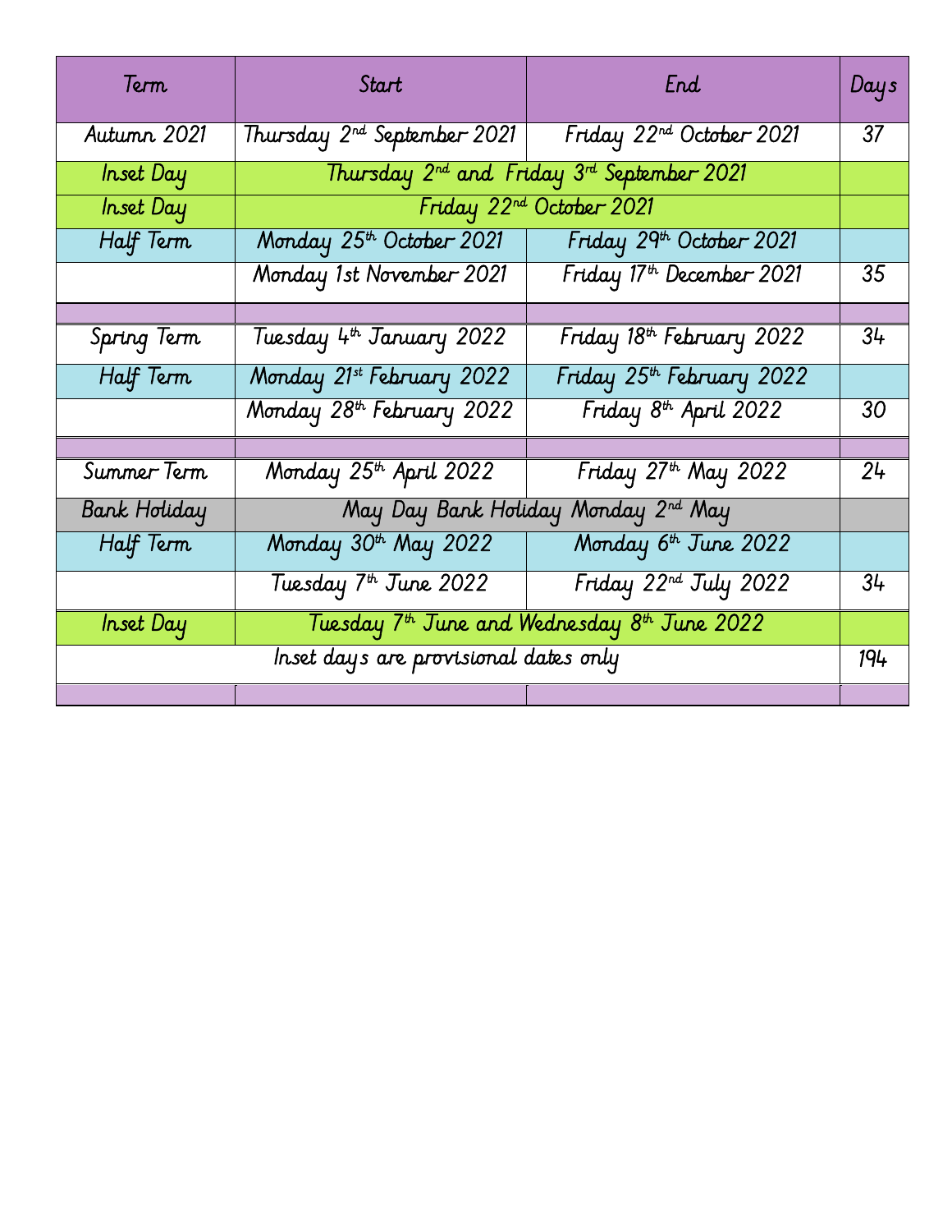| Term | Start | End | Days |
|---|---|---|---|
| Autumn 2021 | Thursday 2nd September 2021 | Friday 22nd October 2021 | 37 |
| Inset Day | Thursday 2nd and Friday 3rd September 2021 | | |
| Inset Day | Friday 22nd October 2021 | | |
| Half Term | Monday 25th October 2021 | Friday 29th October 2021 | |
| | Monday 1st November 2021 | Friday 17th December 2021 | 35 |
| | | | |
| Spring Term | Tuesday 4th January 2022 | Friday 18th February 2022 | 34 |
| Half Term | Monday 21st February 2022 | Friday 25th February 2022 | |
| | Monday 28th February 2022 | Friday 8th April 2022 | 30 |
| | | | |
| Summer Term | Monday 25th April 2022 | Friday 27th May 2022 | 24 |
| Bank Holiday | May Day Bank Holiday Monday 2nd May | | |
| Half Term | Monday 30th May 2022 | Monday 6th June 2022 | |
| | Tuesday 7th June 2022 | Friday 22nd July 2022 | 34 |
| Inset Day | Tuesday 7th June and Wednesday 8th June 2022 | | |
| Inset days are provisional dates only | | | 194 |
| | | | |